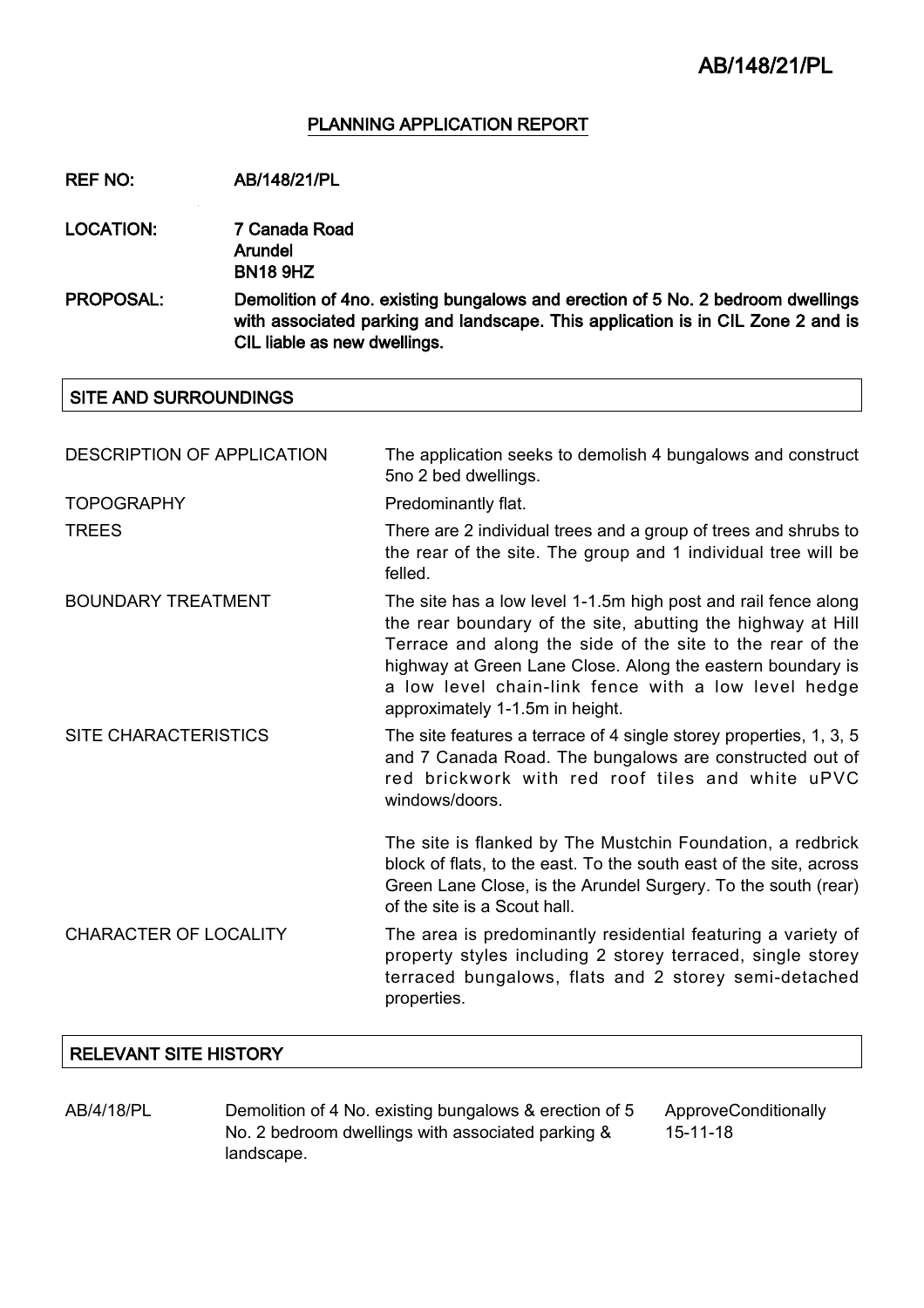# PLANNING APPLICATION REPORT

**REF NO:** AB/148/21/PL

**LOCATION:** 7 Canada Road
Arundel
BN18 9HZ

**PROPOSAL:** Demolition of 4no. existing bungalows and erection of 5 No. 2 bedroom dwellings with associated parking and landscape. This application is in CIL Zone 2 and is CIL liable as new dwellings.

## SITE AND SURROUNDINGS

| | |
|---|---|
| DESCRIPTION OF APPLICATION | The application seeks to demolish 4 bungalows and construct 5no 2 bed dwellings. |
| TOPOGRAPHY | Predominantly flat. |
| TREES | There are 2 individual trees and a group of trees and shrubs to the rear of the site. The group and 1 individual tree will be felled. |
| BOUNDARY TREATMENT | The site has a low level 1-1.5m high post and rail fence along the rear boundary of the site, abutting the highway at Hill Terrace and along the side of the site to the rear of the highway at Green Lane Close. Along the eastern boundary is a low level chain-link fence with a low level hedge approximately 1-1.5m in height. |
| SITE CHARACTERISTICS | The site features a terrace of 4 single storey properties, 1, 3, 5 and 7 Canada Road. The bungalows are constructed out of red brickwork with red roof tiles and white uPVC windows/doors.<br><br>The site is flanked by The Mustchin Foundation, a redbrick block of flats, to the east. To the south east of the site, across Green Lane Close, is the Arundel Surgery. To the south (rear) of the site is a Scout hall. |
| CHARACTER OF LOCALITY | The area is predominantly residential featuring a variety of property styles including 2 storey terraced, single storey terraced bungalows, flats and 2 storey semi-detached properties. |

## RELEVANT SITE HISTORY

| | | |
|---|---|---|
| AB/4/18/PL | Demolition of 4 No. existing bungalows & erection of 5 No. 2 bedroom dwellings with associated parking & landscape. | ApproveConditionally 15-11-18 |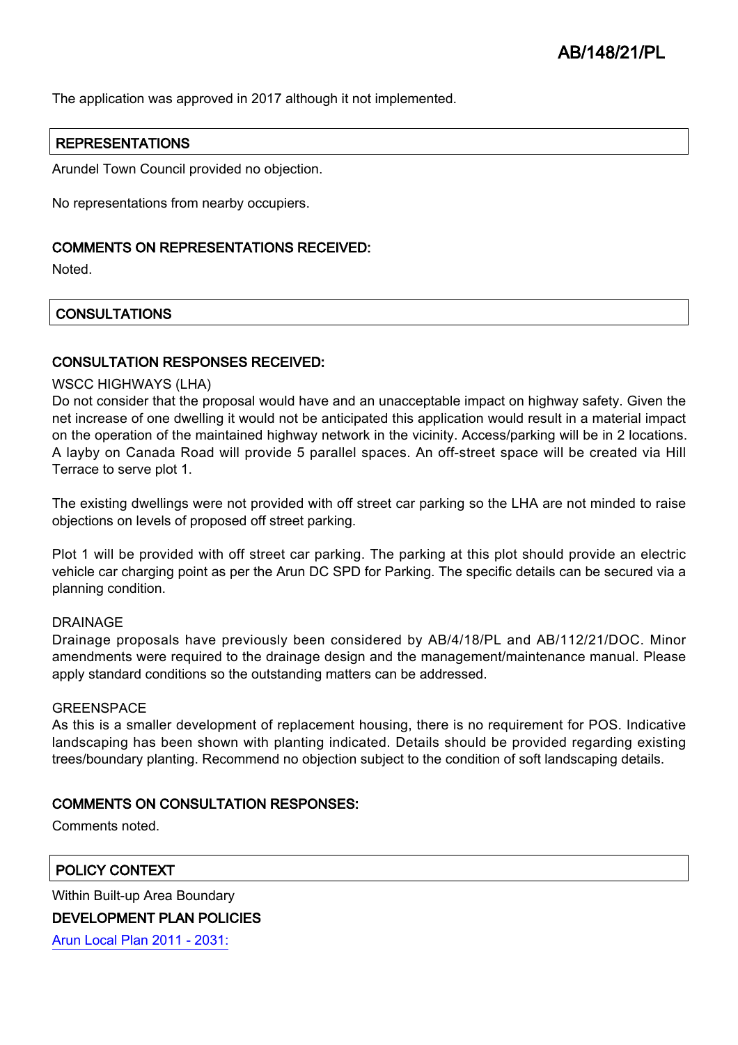The application was approved in 2017 although it not implemented.

## REPRESENTATIONS

Arundel Town Council provided no objection.

No representations from nearby occupiers.

### COMMENTS ON REPRESENTATIONS RECEIVED:

Noted.

## CONSULTATIONS

### CONSULTATION RESPONSES RECEIVED:

WSCC HIGHWAYS (LHA)

Do not consider that the proposal would have and an unacceptable impact on highway safety. Given the net increase of one dwelling it would not be anticipated this application would result in a material impact on the operation of the maintained highway network in the vicinity. Access/parking will be in 2 locations. A layby on Canada Road will provide 5 parallel spaces. An off-street space will be created via Hill Terrace to serve plot 1.

The existing dwellings were not provided with off street car parking so the LHA are not minded to raise objections on levels of proposed off street parking.

Plot 1 will be provided with off street car parking. The parking at this plot should provide an electric vehicle car charging point as per the Arun DC SPD for Parking. The specific details can be secured via a planning condition.

DRAINAGE

Drainage proposals have previously been considered by AB/4/18/PL and AB/112/21/DOC. Minor amendments were required to the drainage design and the management/maintenance manual. Please apply standard conditions so the outstanding matters can be addressed.

GREENSPACE

As this is a smaller development of replacement housing, there is no requirement for POS. Indicative landscaping has been shown with planting indicated. Details should be provided regarding existing trees/boundary planting. Recommend no objection subject to the condition of soft landscaping details.

### COMMENTS ON CONSULTATION RESPONSES:

Comments noted.

## POLICY CONTEXT

Within Built-up Area Boundary

### DEVELOPMENT PLAN POLICIES

Arundel Local Plan 2011 - 2031: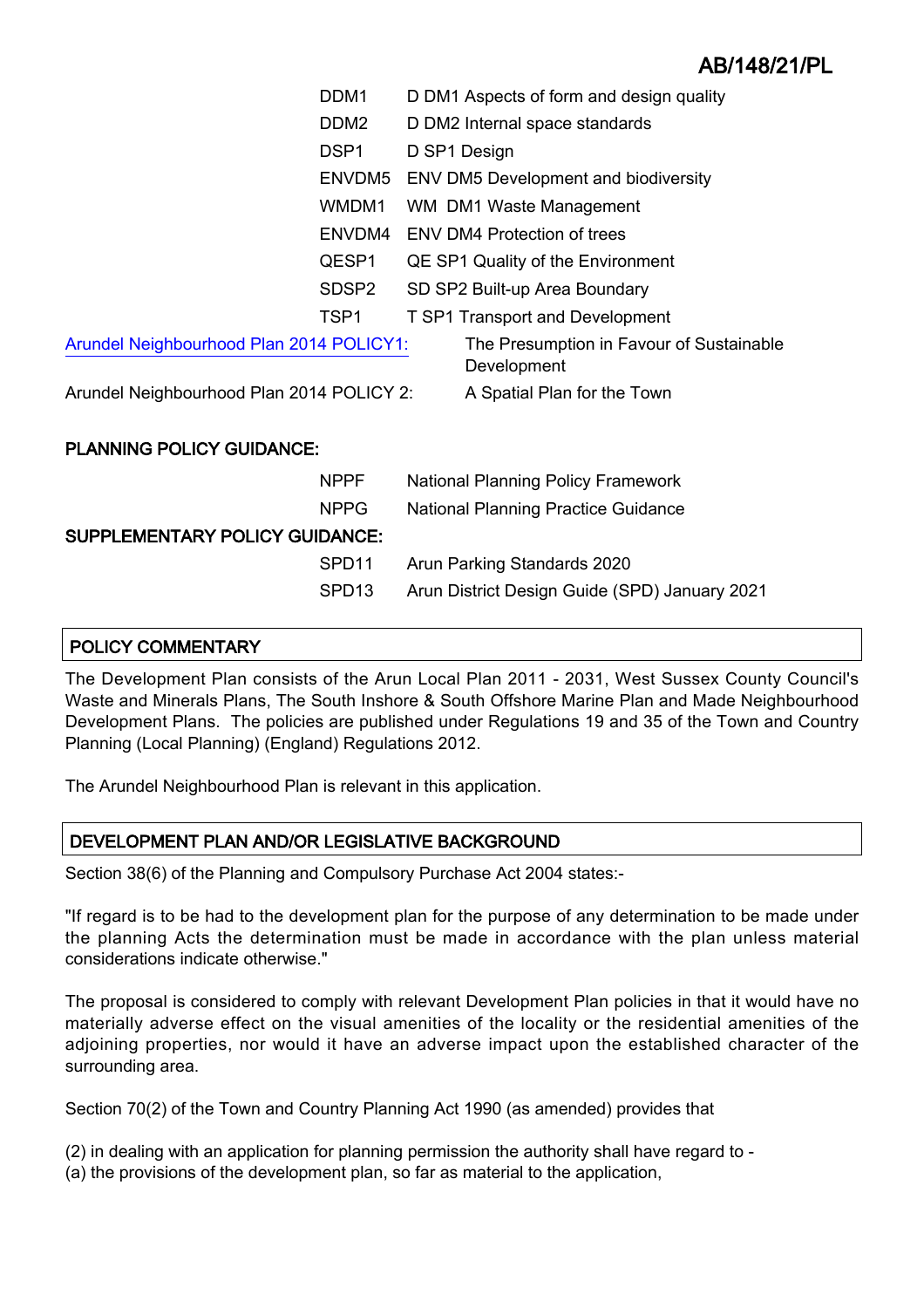| | |
|---|---|
| DDM1 | D DM1 Aspects of form and design quality |
| DDM2 | D DM2 Internal space standards |
| DSP1 | D SP1 Design |
| ENVDM5 | ENV DM5 Development and biodiversity |
| WMDM1 | WM DM1 Waste Management |
| ENVDM4 | ENV DM4 Protection of trees |
| QESP1 | QE SP1 Quality of the Environment |
| SDSP2 | SD SP2 Built-up Area Boundary |
| TSP1 | T SP1 Transport and Development |

Arundel Neighbourhood Plan 2014 POLICY1: The Presumption in Favour of Sustainable Development

Arundel Neighbourhood Plan 2014 POLICY 2: A Spatial Plan for the Town

**PLANNING POLICY GUIDANCE:**

| | |
|---|---|
| NPPF | National Planning Policy Framework |
| NPPG | National Planning Practice Guidance |

**SUPPLEMENTARY POLICY GUIDANCE:**

| | |
|---|---|
| SPD11 | Arun Parking Standards 2020 |
| SPD13 | Arun District Design Guide (SPD) January 2021 |

## POLICY COMMENTARY

The Development Plan consists of the Arun Local Plan 2011 - 2031, West Sussex County Council's Waste and Minerals Plans, The South Inshore & South Offshore Marine Plan and Made Neighbourhood Development Plans. The policies are published under Regulations 19 and 35 of the Town and Country Planning (Local Planning) (England) Regulations 2012.

The Arundel Neighbourhood Plan is relevant in this application.

## DEVELOPMENT PLAN AND/OR LEGISLATIVE BACKGROUND

Section 38(6) of the Planning and Compulsory Purchase Act 2004 states:-

"If regard is to be had to the development plan for the purpose of any determination to be made under the planning Acts the determination must be made in accordance with the plan unless material considerations indicate otherwise."

The proposal is considered to comply with relevant Development Plan policies in that it would have no materially adverse effect on the visual amenities of the locality or the residential amenities of the adjoining properties, nor would it have an adverse impact upon the established character of the surrounding area.

Section 70(2) of the Town and Country Planning Act 1990 (as amended) provides that

(2) in dealing with an application for planning permission the authority shall have regard to -
(a) the provisions of the development plan, so far as material to the application,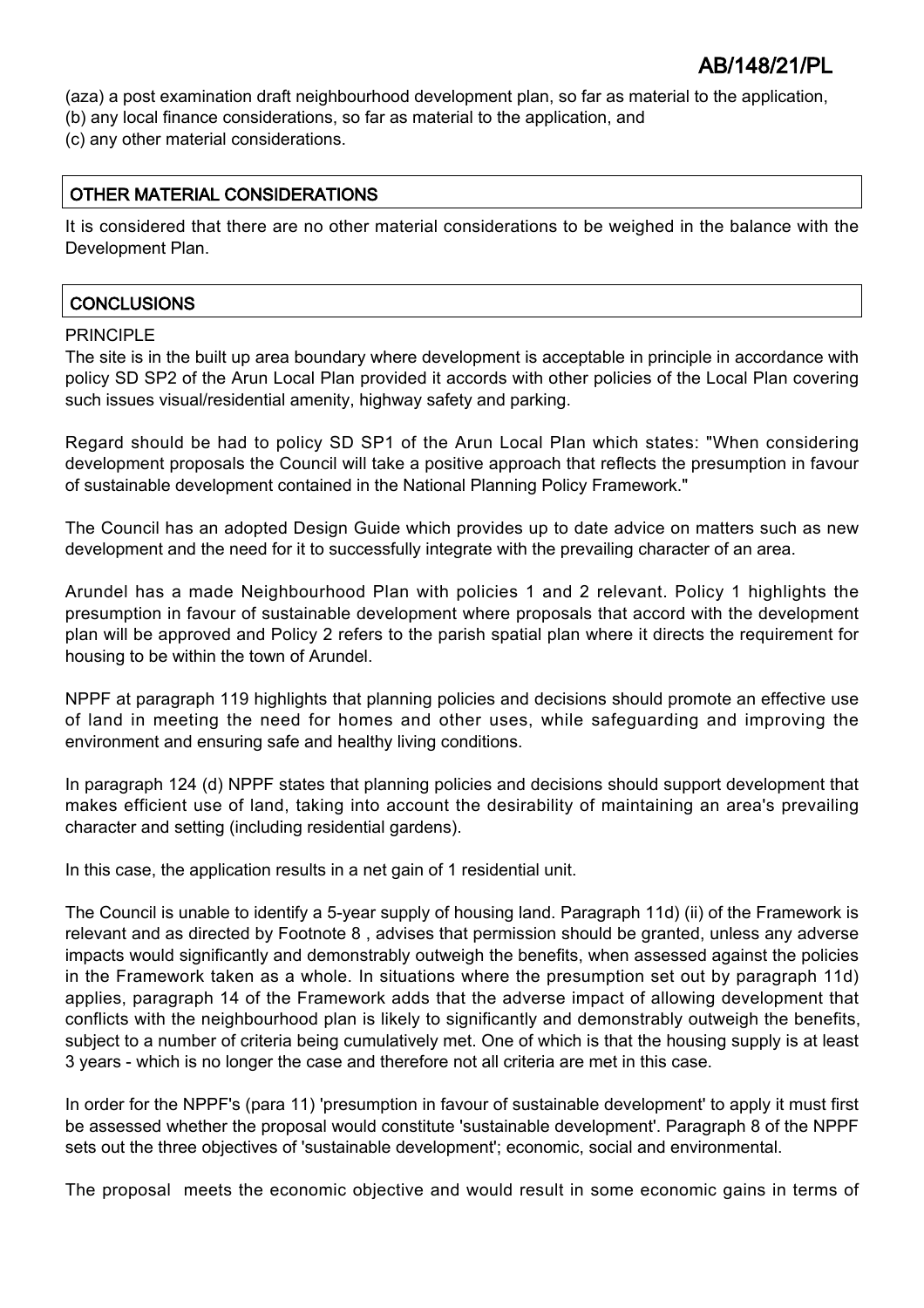(aza) a post examination draft neighbourhood development plan, so far as material to the application,
(b) any local finance considerations, so far as material to the application, and
(c) any other material considerations.

## OTHER MATERIAL CONSIDERATIONS

It is considered that there are no other material considerations to be weighed in the balance with the Development Plan.

## CONCLUSIONS

PRINCIPLE

The site is in the built up area boundary where development is acceptable in principle in accordance with policy SD SP2 of the Arun Local Plan provided it accords with other policies of the Local Plan covering such issues visual/residential amenity, highway safety and parking.

Regard should be had to policy SD SP1 of the Arun Local Plan which states: "When considering development proposals the Council will take a positive approach that reflects the presumption in favour of sustainable development contained in the National Planning Policy Framework."

The Council has an adopted Design Guide which provides up to date advice on matters such as new development and the need for it to successfully integrate with the prevailing character of an area.

Arundel has a made Neighbourhood Plan with policies 1 and 2 relevant. Policy 1 highlights the presumption in favour of sustainable development where proposals that accord with the development plan will be approved and Policy 2 refers to the parish spatial plan where it directs the requirement for housing to be within the town of Arundel.

NPPF at paragraph 119 highlights that planning policies and decisions should promote an effective use of land in meeting the need for homes and other uses, while safeguarding and improving the environment and ensuring safe and healthy living conditions.

In paragraph 124 (d) NPPF states that planning policies and decisions should support development that makes efficient use of land, taking into account the desirability of maintaining an area's prevailing character and setting (including residential gardens).

In this case, the application results in a net gain of 1 residential unit.

The Council is unable to identify a 5-year supply of housing land. Paragraph 11d) (ii) of the Framework is relevant and as directed by Footnote 8 , advises that permission should be granted, unless any adverse impacts would significantly and demonstrably outweigh the benefits, when assessed against the policies in the Framework taken as a whole. In situations where the presumption set out by paragraph 11d) applies, paragraph 14 of the Framework adds that the adverse impact of allowing development that conflicts with the neighbourhood plan is likely to significantly and demonstrably outweigh the benefits, subject to a number of criteria being cumulatively met. One of which is that the housing supply is at least 3 years - which is no longer the case and therefore not all criteria are met in this case.

In order for the NPPF's (para 11) 'presumption in favour of sustainable development' to apply it must first be assessed whether the proposal would constitute 'sustainable development'. Paragraph 8 of the NPPF sets out the three objectives of 'sustainable development'; economic, social and environmental.

The proposal meets the economic objective and would result in some economic gains in terms of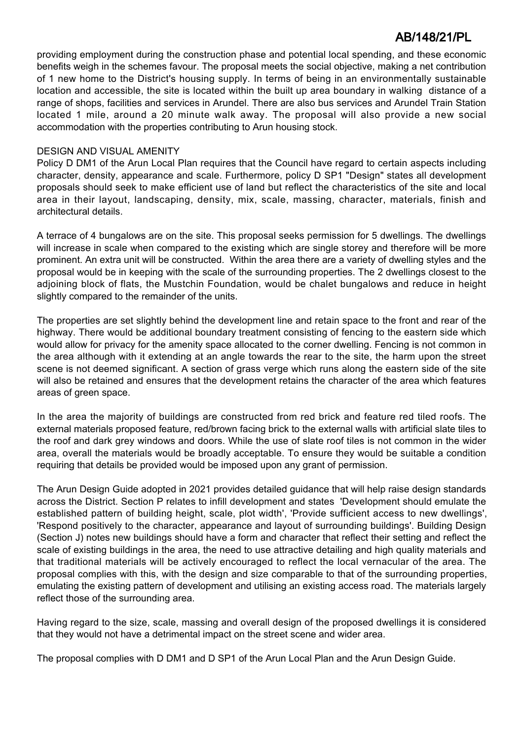providing employment during the construction phase and potential local spending, and these economic benefits weigh in the schemes favour. The proposal meets the social objective, making a net contribution of 1 new home to the District's housing supply. In terms of being in an environmentally sustainable location and accessible, the site is located within the built up area boundary in walking distance of a range of shops, facilities and services in Arundel. There are also bus services and Arundel Train Station located 1 mile, around a 20 minute walk away. The proposal will also provide a new social accommodation with the properties contributing to Arun housing stock.

DESIGN AND VISUAL AMENITY

Policy D DM1 of the Arun Local Plan requires that the Council have regard to certain aspects including character, density, appearance and scale. Furthermore, policy D SP1 "Design" states all development proposals should seek to make efficient use of land but reflect the characteristics of the site and local area in their layout, landscaping, density, mix, scale, massing, character, materials, finish and architectural details.

A terrace of 4 bungalows are on the site. This proposal seeks permission for 5 dwellings. The dwellings will increase in scale when compared to the existing which are single storey and therefore will be more prominent. An extra unit will be constructed. Within the area there are a variety of dwelling styles and the proposal would be in keeping with the scale of the surrounding properties. The 2 dwellings closest to the adjoining block of flats, the Mustchin Foundation, would be chalet bungalows and reduce in height slightly compared to the remainder of the units.

The properties are set slightly behind the development line and retain space to the front and rear of the highway. There would be additional boundary treatment consisting of fencing to the eastern side which would allow for privacy for the amenity space allocated to the corner dwelling. Fencing is not common in the area although with it extending at an angle towards the rear to the site, the harm upon the street scene is not deemed significant. A section of grass verge which runs along the eastern side of the site will also be retained and ensures that the development retains the character of the area which features areas of green space.

In the area the majority of buildings are constructed from red brick and feature red tiled roofs. The external materials proposed feature, red/brown facing brick to the external walls with artificial slate tiles to the roof and dark grey windows and doors. While the use of slate roof tiles is not common in the wider area, overall the materials would be broadly acceptable. To ensure they would be suitable a condition requiring that details be provided would be imposed upon any grant of permission.

The Arun Design Guide adopted in 2021 provides detailed guidance that will help raise design standards across the District. Section P relates to infill development and states 'Development should emulate the established pattern of building height, scale, plot width', 'Provide sufficient access to new dwellings', 'Respond positively to the character, appearance and layout of surrounding buildings'. Building Design (Section J) notes new buildings should have a form and character that reflect their setting and reflect the scale of existing buildings in the area, the need to use attractive detailing and high quality materials and that traditional materials will be actively encouraged to reflect the local vernacular of the area. The proposal complies with this, with the design and size comparable to that of the surrounding properties, emulating the existing pattern of development and utilising an existing access road. The materials largely reflect those of the surrounding area.

Having regard to the size, scale, massing and overall design of the proposed dwellings it is considered that they would not have a detrimental impact on the street scene and wider area.

The proposal complies with D DM1 and D SP1 of the Arun Local Plan and the Arun Design Guide.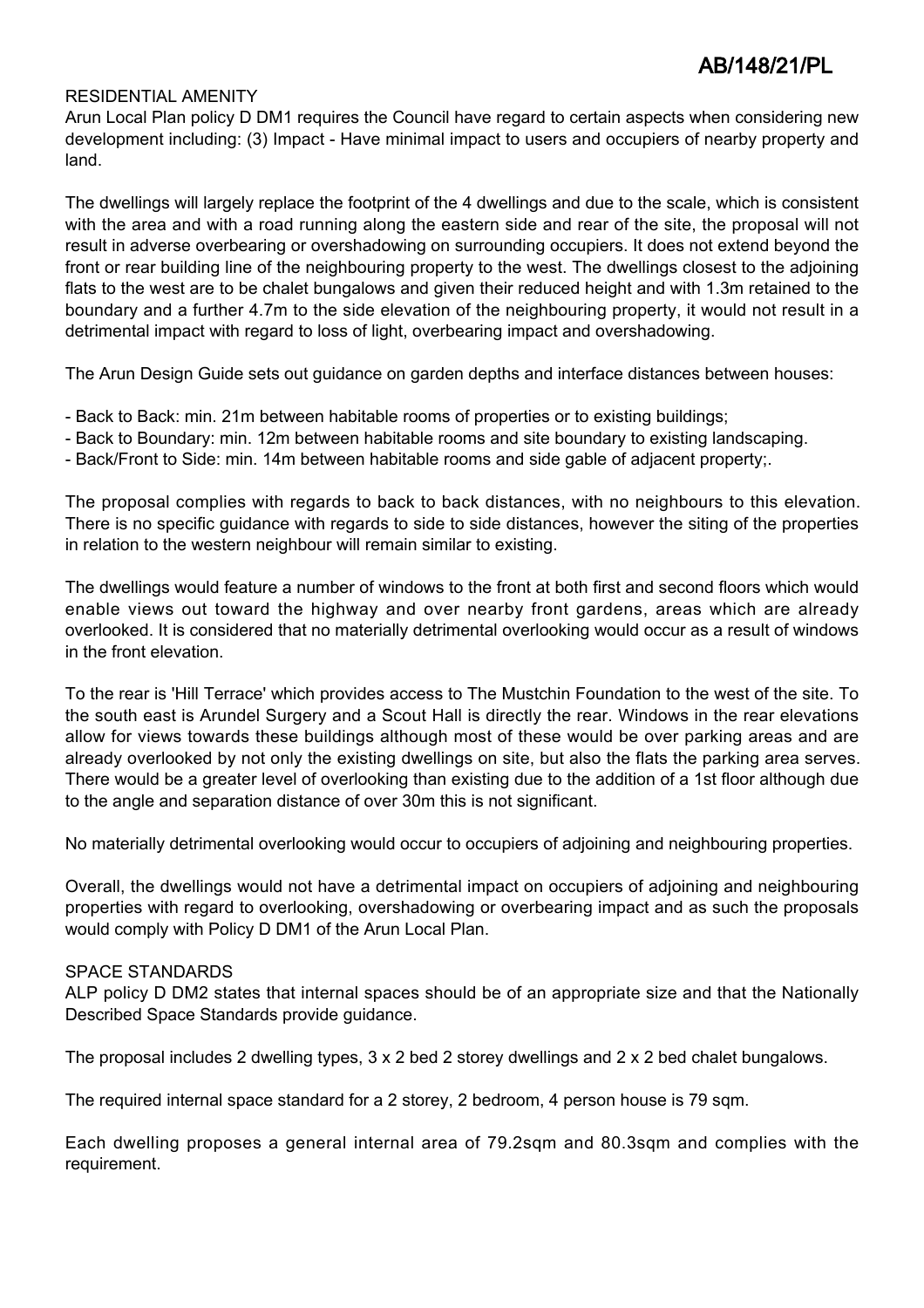RESIDENTIAL AMENITY

Arun Local Plan policy D DM1 requires the Council have regard to certain aspects when considering new development including: (3) Impact - Have minimal impact to users and occupiers of nearby property and land.

The dwellings will largely replace the footprint of the 4 dwellings and due to the scale, which is consistent with the area and with a road running along the eastern side and rear of the site, the proposal will not result in adverse overbearing or overshadowing on surrounding occupiers. It does not extend beyond the front or rear building line of the neighbouring property to the west. The dwellings closest to the adjoining flats to the west are to be chalet bungalows and given their reduced height and with 1.3m retained to the boundary and a further 4.7m to the side elevation of the neighbouring property, it would not result in a detrimental impact with regard to loss of light, overbearing impact and overshadowing.

The Arun Design Guide sets out guidance on garden depths and interface distances between houses:

- Back to Back: min. 21m between habitable rooms of properties or to existing buildings;
- Back to Boundary: min. 12m between habitable rooms and site boundary to existing landscaping.
- Back/Front to Side: min. 14m between habitable rooms and side gable of adjacent property;.

The proposal complies with regards to back to back distances, with no neighbours to this elevation. There is no specific guidance with regards to side to side distances, however the siting of the properties in relation to the western neighbour will remain similar to existing.

The dwellings would feature a number of windows to the front at both first and second floors which would enable views out toward the highway and over nearby front gardens, areas which are already overlooked. It is considered that no materially detrimental overlooking would occur as a result of windows in the front elevation.

To the rear is 'Hill Terrace' which provides access to The Mustchin Foundation to the west of the site. To the south east is Arundel Surgery and a Scout Hall is directly the rear. Windows in the rear elevations allow for views towards these buildings although most of these would be over parking areas and are already overlooked by not only the existing dwellings on site, but also the flats the parking area serves. There would be a greater level of overlooking than existing due to the addition of a 1st floor although due to the angle and separation distance of over 30m this is not significant.

No materially detrimental overlooking would occur to occupiers of adjoining and neighbouring properties.

Overall, the dwellings would not have a detrimental impact on occupiers of adjoining and neighbouring properties with regard to overlooking, overshadowing or overbearing impact and as such the proposals would comply with Policy D DM1 of the Arun Local Plan.

SPACE STANDARDS

ALP policy D DM2 states that internal spaces should be of an appropriate size and that the Nationally Described Space Standards provide guidance.

The proposal includes 2 dwelling types, 3 x 2 bed 2 storey dwellings and 2 x 2 bed chalet bungalows.

The required internal space standard for a 2 storey, 2 bedroom, 4 person house is 79 sqm.

Each dwelling proposes a general internal area of 79.2sqm and 80.3sqm and complies with the requirement.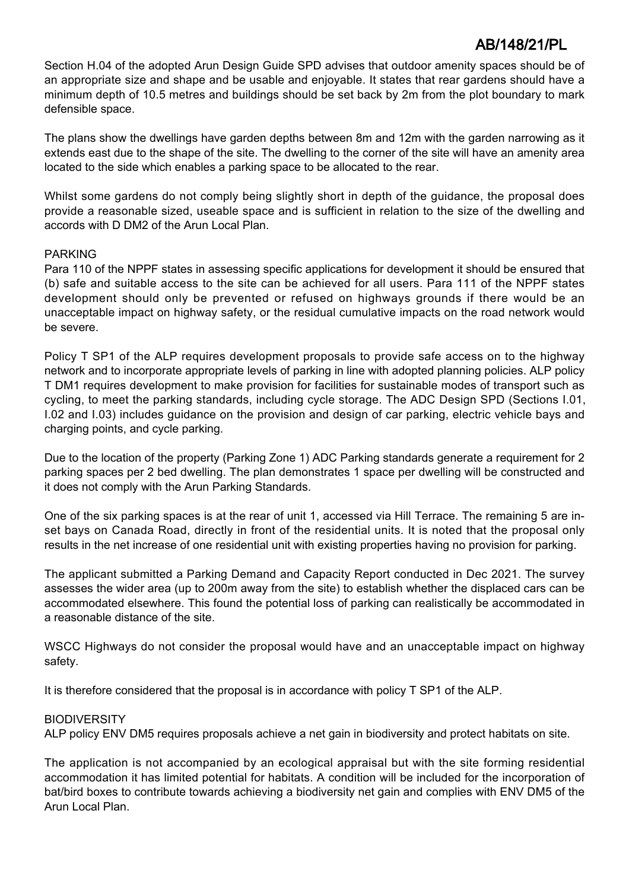Section H.04 of the adopted Arun Design Guide SPD advises that outdoor amenity spaces should be of an appropriate size and shape and be usable and enjoyable. It states that rear gardens should have a minimum depth of 10.5 metres and buildings should be set back by 2m from the plot boundary to mark defensible space.

The plans show the dwellings have garden depths between 8m and 12m with the garden narrowing as it extends east due to the shape of the site. The dwelling to the corner of the site will have an amenity area located to the side which enables a parking space to be allocated to the rear.

Whilst some gardens do not comply being slightly short in depth of the guidance, the proposal does provide a reasonable sized, useable space and is sufficient in relation to the size of the dwelling and accords with D DM2 of the Arun Local Plan.

PARKING

Para 110 of the NPPF states in assessing specific applications for development it should be ensured that (b) safe and suitable access to the site can be achieved for all users. Para 111 of the NPPF states development should only be prevented or refused on highways grounds if there would be an unacceptable impact on highway safety, or the residual cumulative impacts on the road network would be severe.

Policy T SP1 of the ALP requires development proposals to provide safe access on to the highway network and to incorporate appropriate levels of parking in line with adopted planning policies. ALP policy T DM1 requires development to make provision for facilities for sustainable modes of transport such as cycling, to meet the parking standards, including cycle storage. The ADC Design SPD (Sections I.01, I.02 and I.03) includes guidance on the provision and design of car parking, electric vehicle bays and charging points, and cycle parking.

Due to the location of the property (Parking Zone 1) ADC Parking standards generate a requirement for 2 parking spaces per 2 bed dwelling. The plan demonstrates 1 space per dwelling will be constructed and it does not comply with the Arun Parking Standards.

One of the six parking spaces is at the rear of unit 1, accessed via Hill Terrace. The remaining 5 are in-set bays on Canada Road, directly in front of the residential units. It is noted that the proposal only results in the net increase of one residential unit with existing properties having no provision for parking.

The applicant submitted a Parking Demand and Capacity Report conducted in Dec 2021. The survey assesses the wider area (up to 200m away from the site) to establish whether the displaced cars can be accommodated elsewhere. This found the potential loss of parking can realistically be accommodated in a reasonable distance of the site.

WSCC Highways do not consider the proposal would have and an unacceptable impact on highway safety.

It is therefore considered that the proposal is in accordance with policy T SP1 of the ALP.

BIODIVERSITY

ALP policy ENV DM5 requires proposals achieve a net gain in biodiversity and protect habitats on site.

The application is not accompanied by an ecological appraisal but with the site forming residential accommodation it has limited potential for habitats. A condition will be included for the incorporation of bat/bird boxes to contribute towards achieving a biodiversity net gain and complies with ENV DM5 of the Arun Local Plan.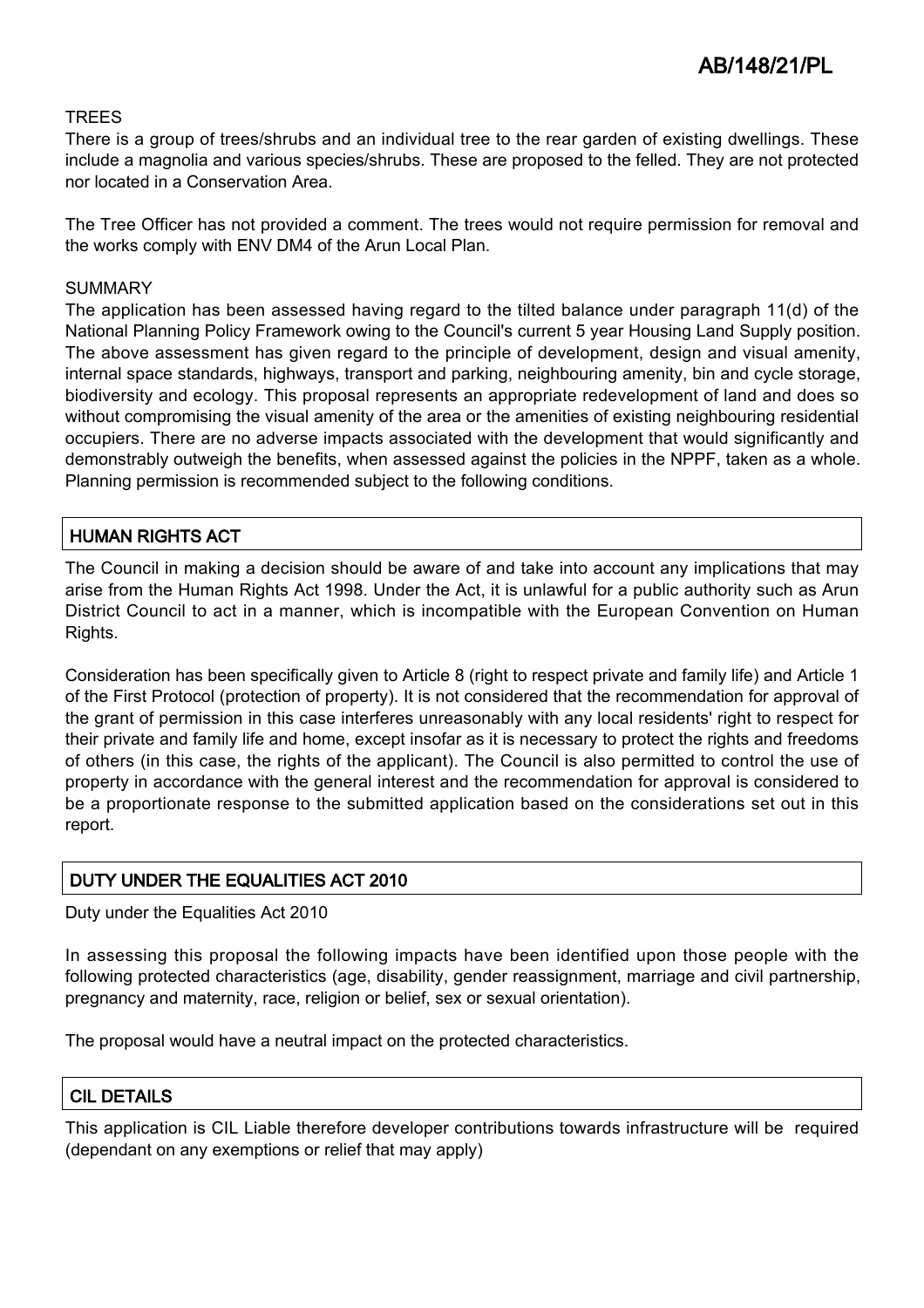TREES

There is a group of trees/shrubs and an individual tree to the rear garden of existing dwellings. These include a magnolia and various species/shrubs. These are proposed to the felled. They are not protected nor located in a Conservation Area.

The Tree Officer has not provided a comment. The trees would not require permission for removal and the works comply with ENV DM4 of the Arun Local Plan.

SUMMARY

The application has been assessed having regard to the tilted balance under paragraph 11(d) of the National Planning Policy Framework owing to the Council's current 5 year Housing Land Supply position. The above assessment has given regard to the principle of development, design and visual amenity, internal space standards, highways, transport and parking, neighbouring amenity, bin and cycle storage, biodiversity and ecology. This proposal represents an appropriate redevelopment of land and does so without compromising the visual amenity of the area or the amenities of existing neighbouring residential occupiers. There are no adverse impacts associated with the development that would significantly and demonstrably outweigh the benefits, when assessed against the policies in the NPPF, taken as a whole. Planning permission is recommended subject to the following conditions.

## HUMAN RIGHTS ACT

The Council in making a decision should be aware of and take into account any implications that may arise from the Human Rights Act 1998. Under the Act, it is unlawful for a public authority such as Arun District Council to act in a manner, which is incompatible with the European Convention on Human Rights.

Consideration has been specifically given to Article 8 (right to respect private and family life) and Article 1 of the First Protocol (protection of property). It is not considered that the recommendation for approval of the grant of permission in this case interferes unreasonably with any local residents' right to respect for their private and family life and home, except insofar as it is necessary to protect the rights and freedoms of others (in this case, the rights of the applicant). The Council is also permitted to control the use of property in accordance with the general interest and the recommendation for approval is considered to be a proportionate response to the submitted application based on the considerations set out in this report.

## DUTY UNDER THE EQUALITIES ACT 2010

Duty under the Equalities Act 2010

In assessing this proposal the following impacts have been identified upon those people with the following protected characteristics (age, disability, gender reassignment, marriage and civil partnership, pregnancy and maternity, race, religion or belief, sex or sexual orientation).

The proposal would have a neutral impact on the protected characteristics.

## CIL DETAILS

This application is CIL Liable therefore developer contributions towards infrastructure will be required (dependant on any exemptions or relief that may apply)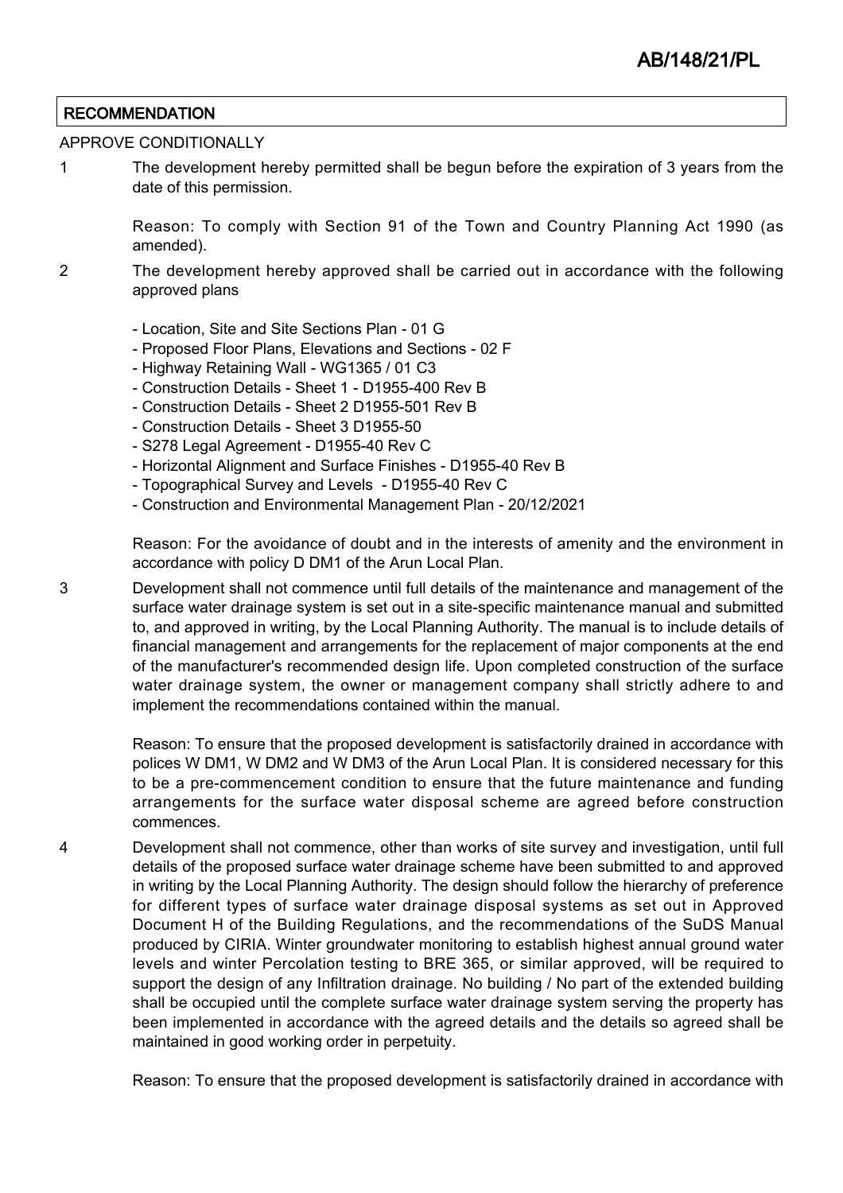## RECOMMENDATION

APPROVE CONDITIONALLY

1 The development hereby permitted shall be begun before the expiration of 3 years from the date of this permission.

Reason: To comply with Section 91 of the Town and Country Planning Act 1990 (as amended).

2 The development hereby approved shall be carried out in accordance with the following approved plans

- Location, Site and Site Sections Plan - 01 G
- Proposed Floor Plans, Elevations and Sections - 02 F
- Highway Retaining Wall - WG1365 / 01 C3
- Construction Details - Sheet 1 - D1955-400 Rev B
- Construction Details - Sheet 2 D1955-501 Rev B
- Construction Details - Sheet 3 D1955-50
- S278 Legal Agreement - D1955-40 Rev C
- Horizontal Alignment and Surface Finishes - D1955-40 Rev B
- Topographical Survey and Levels - D1955-40 Rev C
- Construction and Environmental Management Plan - 20/12/2021

Reason: For the avoidance of doubt and in the interests of amenity and the environment in accordance with policy D DM1 of the Arun Local Plan.

3 Development shall not commence until full details of the maintenance and management of the surface water drainage system is set out in a site-specific maintenance manual and submitted to, and approved in writing, by the Local Planning Authority. The manual is to include details of financial management and arrangements for the replacement of major components at the end of the manufacturer's recommended design life. Upon completed construction of the surface water drainage system, the owner or management company shall strictly adhere to and implement the recommendations contained within the manual.

Reason: To ensure that the proposed development is satisfactorily drained in accordance with polices W DM1, W DM2 and W DM3 of the Arun Local Plan. It is considered necessary for this to be a pre-commencement condition to ensure that the future maintenance and funding arrangements for the surface water disposal scheme are agreed before construction commences.

4 Development shall not commence, other than works of site survey and investigation, until full details of the proposed surface water drainage scheme have been submitted to and approved in writing by the Local Planning Authority. The design should follow the hierarchy of preference for different types of surface water drainage disposal systems as set out in Approved Document H of the Building Regulations, and the recommendations of the SuDS Manual produced by CIRIA. Winter groundwater monitoring to establish highest annual ground water levels and winter Percolation testing to BRE 365, or similar approved, will be required to support the design of any Infiltration drainage. No building / No part of the extended building shall be occupied until the complete surface water drainage system serving the property has been implemented in accordance with the agreed details and the details so agreed shall be maintained in good working order in perpetuity.

Reason: To ensure that the proposed development is satisfactorily drained in accordance with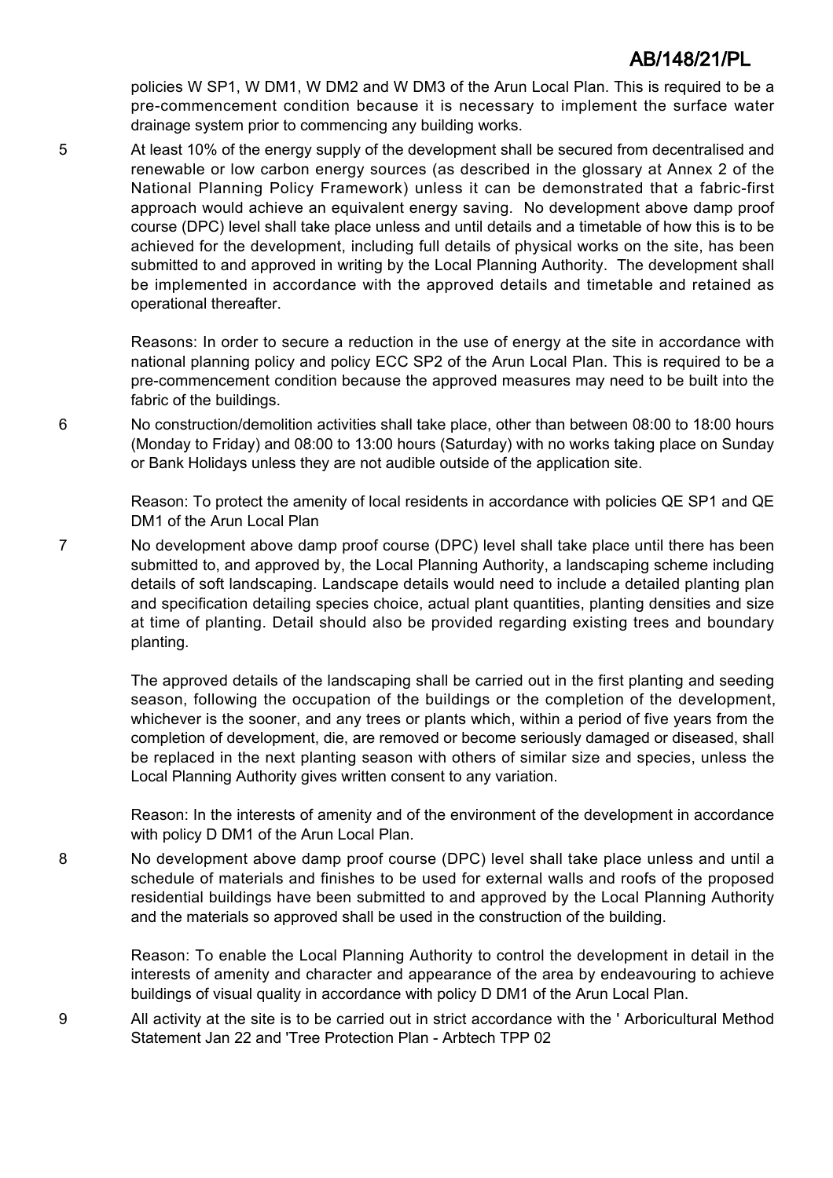policies W SP1, W DM1, W DM2 and W DM3 of the Arun Local Plan. This is required to be a pre-commencement condition because it is necessary to implement the surface water drainage system prior to commencing any building works.

5 At least 10% of the energy supply of the development shall be secured from decentralised and renewable or low carbon energy sources (as described in the glossary at Annex 2 of the National Planning Policy Framework) unless it can be demonstrated that a fabric-first approach would achieve an equivalent energy saving. No development above damp proof course (DPC) level shall take place unless and until details and a timetable of how this is to be achieved for the development, including full details of physical works on the site, has been submitted to and approved in writing by the Local Planning Authority. The development shall be implemented in accordance with the approved details and timetable and retained as operational thereafter.

Reasons: In order to secure a reduction in the use of energy at the site in accordance with national planning policy and policy ECC SP2 of the Arun Local Plan. This is required to be a pre-commencement condition because the approved measures may need to be built into the fabric of the buildings.

6 No construction/demolition activities shall take place, other than between 08:00 to 18:00 hours (Monday to Friday) and 08:00 to 13:00 hours (Saturday) with no works taking place on Sunday or Bank Holidays unless they are not audible outside of the application site.

Reason: To protect the amenity of local residents in accordance with policies QE SP1 and QE DM1 of the Arun Local Plan

7 No development above damp proof course (DPC) level shall take place until there has been submitted to, and approved by, the Local Planning Authority, a landscaping scheme including details of soft landscaping. Landscape details would need to include a detailed planting plan and specification detailing species choice, actual plant quantities, planting densities and size at time of planting. Detail should also be provided regarding existing trees and boundary planting.

The approved details of the landscaping shall be carried out in the first planting and seeding season, following the occupation of the buildings or the completion of the development, whichever is the sooner, and any trees or plants which, within a period of five years from the completion of development, die, are removed or become seriously damaged or diseased, shall be replaced in the next planting season with others of similar size and species, unless the Local Planning Authority gives written consent to any variation.

Reason: In the interests of amenity and of the environment of the development in accordance with policy D DM1 of the Arun Local Plan.

8 No development above damp proof course (DPC) level shall take place unless and until a schedule of materials and finishes to be used for external walls and roofs of the proposed residential buildings have been submitted to and approved by the Local Planning Authority and the materials so approved shall be used in the construction of the building.

Reason: To enable the Local Planning Authority to control the development in detail in the interests of amenity and character and appearance of the area by endeavouring to achieve buildings of visual quality in accordance with policy D DM1 of the Arun Local Plan.

9 All activity at the site is to be carried out in strict accordance with the ' Arboricultural Method Statement Jan 22 and 'Tree Protection Plan - Arbtech TPP 02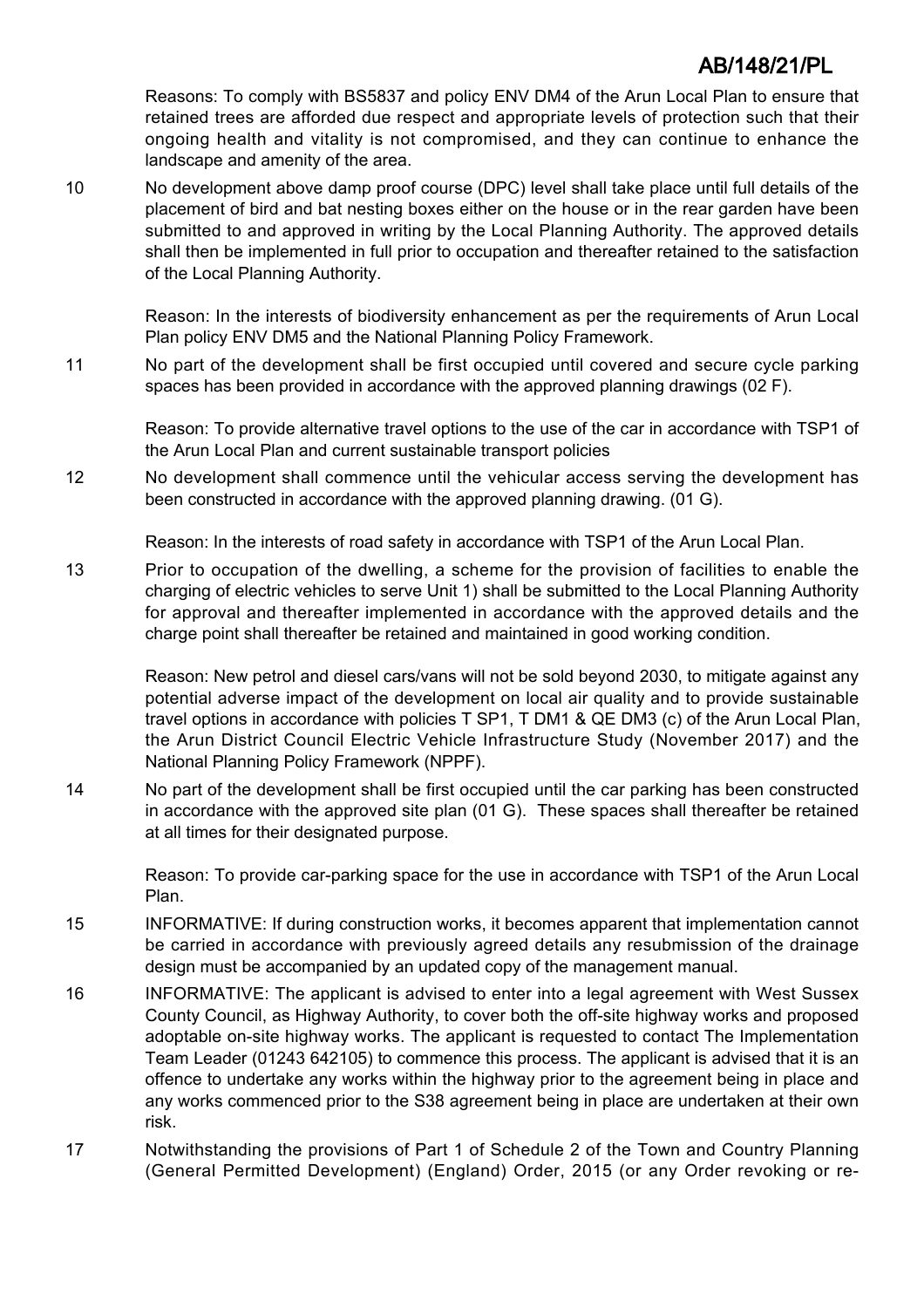Reasons: To comply with BS5837 and policy ENV DM4 of the Arun Local Plan to ensure that retained trees are afforded due respect and appropriate levels of protection such that their ongoing health and vitality is not compromised, and they can continue to enhance the landscape and amenity of the area.

10 No development above damp proof course (DPC) level shall take place until full details of the placement of bird and bat nesting boxes either on the house or in the rear garden have been submitted to and approved in writing by the Local Planning Authority. The approved details shall then be implemented in full prior to occupation and thereafter retained to the satisfaction of the Local Planning Authority.

Reason: In the interests of biodiversity enhancement as per the requirements of Arun Local Plan policy ENV DM5 and the National Planning Policy Framework.

11 No part of the development shall be first occupied until covered and secure cycle parking spaces has been provided in accordance with the approved planning drawings (02 F).

Reason: To provide alternative travel options to the use of the car in accordance with TSP1 of the Arun Local Plan and current sustainable transport policies

12 No development shall commence until the vehicular access serving the development has been constructed in accordance with the approved planning drawing. (01 G).

Reason: In the interests of road safety in accordance with TSP1 of the Arun Local Plan.

13 Prior to occupation of the dwelling, a scheme for the provision of facilities to enable the charging of electric vehicles to serve Unit 1) shall be submitted to the Local Planning Authority for approval and thereafter implemented in accordance with the approved details and the charge point shall thereafter be retained and maintained in good working condition.

Reason: New petrol and diesel cars/vans will not be sold beyond 2030, to mitigate against any potential adverse impact of the development on local air quality and to provide sustainable travel options in accordance with policies T SP1, T DM1 & QE DM3 (c) of the Arun Local Plan, the Arun District Council Electric Vehicle Infrastructure Study (November 2017) and the National Planning Policy Framework (NPPF).

14 No part of the development shall be first occupied until the car parking has been constructed in accordance with the approved site plan (01 G). These spaces shall thereafter be retained at all times for their designated purpose.

Reason: To provide car-parking space for the use in accordance with TSP1 of the Arun Local Plan.

15 INFORMATIVE: If during construction works, it becomes apparent that implementation cannot be carried in accordance with previously agreed details any resubmission of the drainage design must be accompanied by an updated copy of the management manual.

16 INFORMATIVE: The applicant is advised to enter into a legal agreement with West Sussex County Council, as Highway Authority, to cover both the off-site highway works and proposed adoptable on-site highway works. The applicant is requested to contact The Implementation Team Leader (01243 642105) to commence this process. The applicant is advised that it is an offence to undertake any works within the highway prior to the agreement being in place and any works commenced prior to the S38 agreement being in place are undertaken at their own risk.

17 Notwithstanding the provisions of Part 1 of Schedule 2 of the Town and Country Planning (General Permitted Development) (England) Order, 2015 (or any Order revoking or re-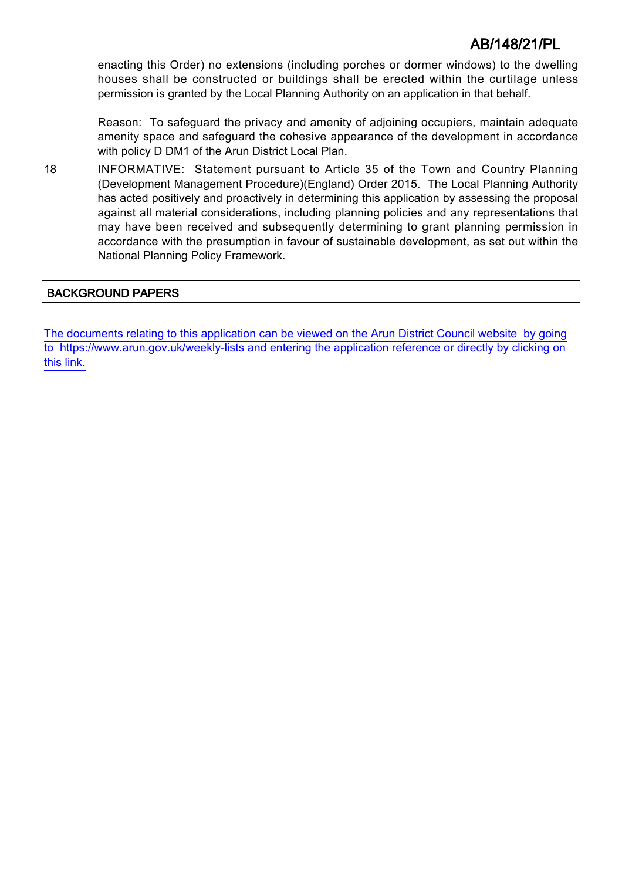enacting this Order) no extensions (including porches or dormer windows) to the dwelling houses shall be constructed or buildings shall be erected within the curtilage unless permission is granted by the Local Planning Authority on an application in that behalf.

Reason: To safeguard the privacy and amenity of adjoining occupiers, maintain adequate amenity space and safeguard the cohesive appearance of the development in accordance with policy D DM1 of the Arun District Local Plan.

18 INFORMATIVE: Statement pursuant to Article 35 of the Town and Country Planning (Development Management Procedure)(England) Order 2015. The Local Planning Authority has acted positively and proactively in determining this application by assessing the proposal against all material considerations, including planning policies and any representations that may have been received and subsequently determining to grant planning permission in accordance with the presumption in favour of sustainable development, as set out within the National Planning Policy Framework.

## BACKGROUND PAPERS

The documents relating to this application can be viewed on the Arun District Council website by going to https://www.arun.gov.uk/weekly-lists and entering the application reference or directly by clicking on this link.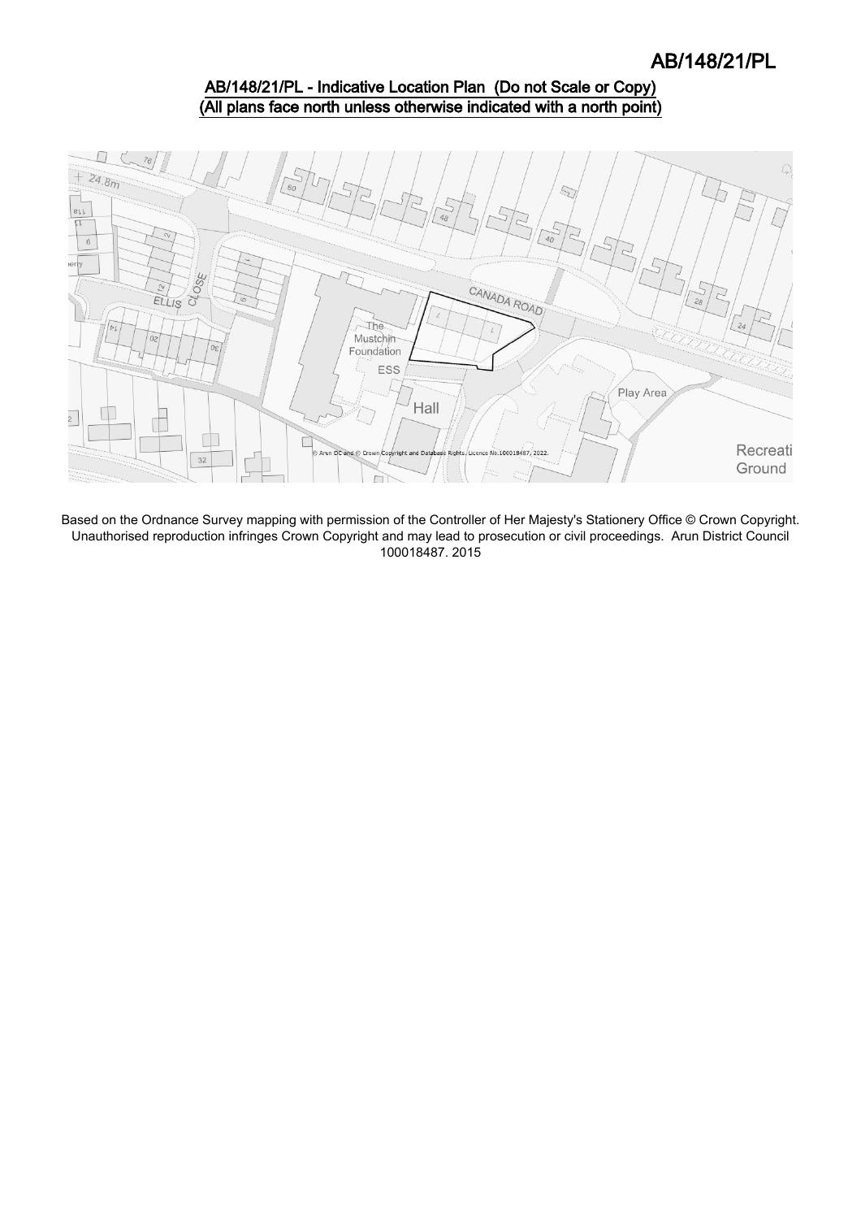# AB/148/21/PL

## AB/148/21/PL - Indicative Location Plan (Do not Scale or Copy)
## (All plans face north unless otherwise indicated with a north point)

24.8m
76
60
48
40
28
24
118
6
2
12
ELLIS CLOSE
1
6
14
20
30
CANADA ROAD
The Mustchin Foundation
ESS
Hall
Play Area
Recreati Ground
2
32
© Arun DC and © Crown Copyright and Database Rights. Licence No.100018487, 2022.

Based on the Ordnance Survey mapping with permission of the Controller of Her Majesty's Stationery Office © Crown Copyright. Unauthorised reproduction infringes Crown Copyright and may lead to prosecution or civil proceedings. Arun District Council 100018487. 2015